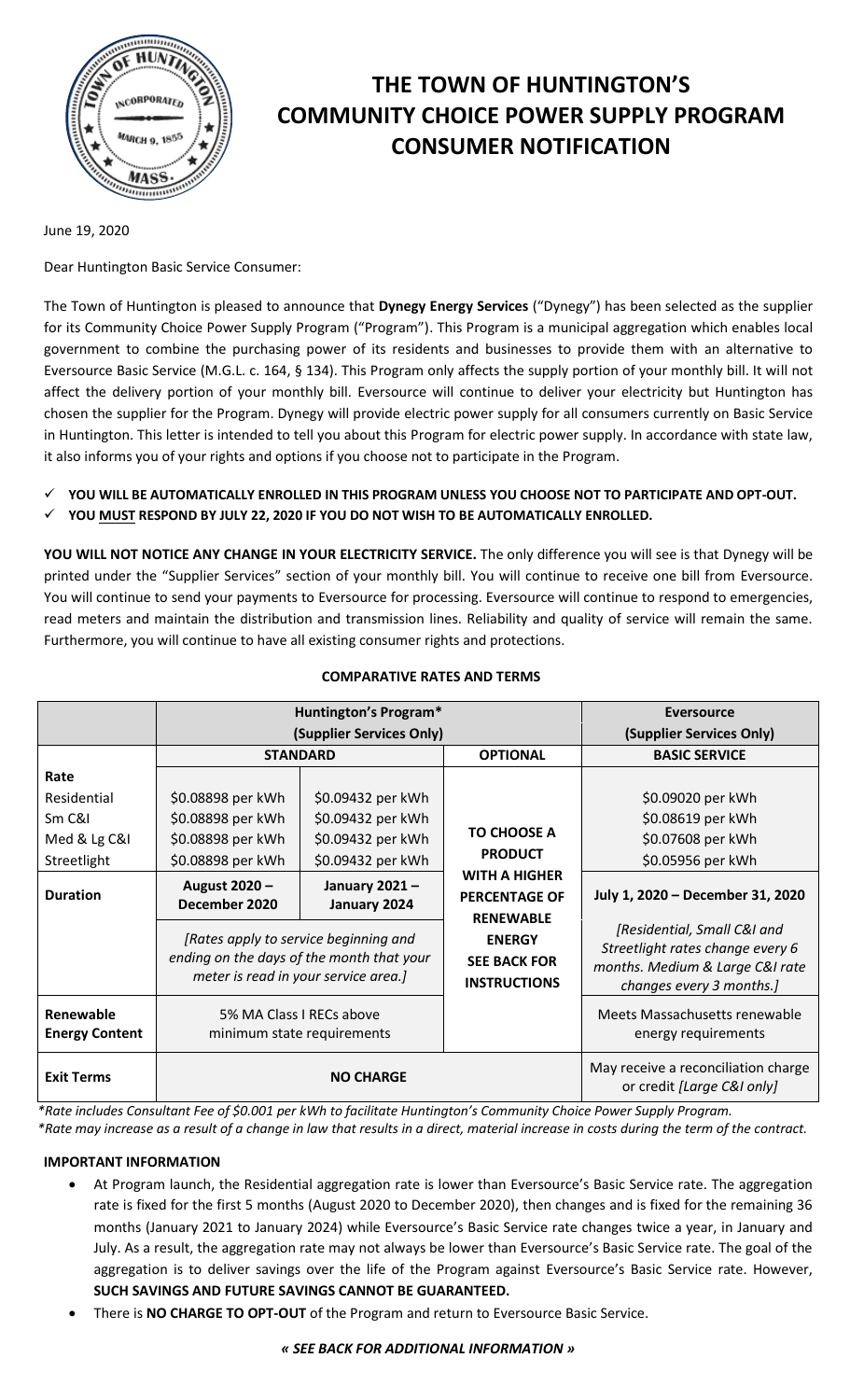# THE TOWN OF HUNTINGTON'S COMMUNITY CHOICE POWER SUPPLY PROGRAM CONSUMER NOTIFICATION

June 19, 2020

Dear Huntington Basic Service Consumer:

The Town of Huntington is pleased to announce that **Dynegy Energy Services** ("Dynegy") has been selected as the supplier for its Community Choice Power Supply Program ("Program"). This Program is a municipal aggregation which enables local government to combine the purchasing power of its residents and businesses to provide them with an alternative to Eversource Basic Service (M.G.L. c. 164, § 134). This Program only affects the supply portion of your monthly bill. It will not affect the delivery portion of your monthly bill. Eversource will continue to deliver your electricity but Huntington has chosen the supplier for the Program. Dynegy will provide electric power supply for all consumers currently on Basic Service in Huntington. This letter is intended to tell you about this Program for electric power supply. In accordance with state law, it also informs you of your rights and options if you choose not to participate in the Program.

- ✓ **YOU WILL BE AUTOMATICALLY ENROLLED IN THIS PROGRAM UNLESS YOU CHOOSE NOT TO PARTICIPATE AND OPT-OUT.**
- ✓ **YOU MUST RESPOND BY JULY 22, 2020 IF YOU DO NOT WISH TO BE AUTOMATICALLY ENROLLED.**

**YOU WILL NOT NOTICE ANY CHANGE IN YOUR ELECTRICITY SERVICE.** The only difference you will see is that Dynegy will be printed under the "Supplier Services" section of your monthly bill. You will continue to receive one bill from Eversource. You will continue to send your payments to Eversource for processing. Eversource will continue to respond to emergencies, read meters and maintain the distribution and transmission lines. Reliability and quality of service will remain the same. Furthermore, you will continue to have all existing consumer rights and protections.

**COMPARATIVE RATES AND TERMS**

| | Huntington's Program* (Supplier Services Only) | | | Eversource (Supplier Services Only) |
|---|---|---|---|---|
| | **STANDARD** | | **OPTIONAL** | **BASIC SERVICE** |
| **Rate** | | | **TO CHOOSE A PRODUCT WITH A HIGHER PERCENTAGE OF RENEWABLE ENERGY SEE BACK FOR INSTRUCTIONS** | |
| Residential | $0.08898 per kWh | $0.09432 per kWh | | $0.09020 per kWh |
| Sm C&I | $0.08898 per kWh | $0.09432 per kWh | | $0.08619 per kWh |
| Med & Lg C&I | $0.08898 per kWh | $0.09432 per kWh | | $0.07608 per kWh |
| Streetlight | $0.08898 per kWh | $0.09432 per kWh | | $0.05956 per kWh |
| **Duration** | **August 2020 – December 2020** | **January 2021 – January 2024** | | **July 1, 2020 – December 31, 2020** |
| | *[Rates apply to service beginning and ending on the days of the month that your meter is read in your service area.]* | | | *[Residential, Small C&I and Streetlight rates change every 6 months. Medium & Large C&I rate changes every 3 months.]* |
| **Renewable Energy Content** | 5% MA Class I RECs above minimum state requirements | | | Meets Massachusetts renewable energy requirements |
| **Exit Terms** | **NO CHARGE** | | | May receive a reconciliation charge or credit *[Large C&I only]* |

*\*Rate includes Consultant Fee of $0.001 per kWh to facilitate Huntington's Community Choice Power Supply Program.*
*\*Rate may increase as a result of a change in law that results in a direct, material increase in costs during the term of the contract.*

**IMPORTANT INFORMATION**

- At Program launch, the Residential aggregation rate is lower than Eversource's Basic Service rate. The aggregation rate is fixed for the first 5 months (August 2020 to December 2020), then changes and is fixed for the remaining 36 months (January 2021 to January 2024) while Eversource's Basic Service rate changes twice a year, in January and July. As a result, the aggregation rate may not always be lower than Eversource's Basic Service rate. The goal of the aggregation is to deliver savings over the life of the Program against Eversource's Basic Service rate. However, **SUCH SAVINGS AND FUTURE SAVINGS CANNOT BE GUARANTEED.**
- There is **NO CHARGE TO OPT-OUT** of the Program and return to Eversource Basic Service.

***« SEE BACK FOR ADDITIONAL INFORMATION »***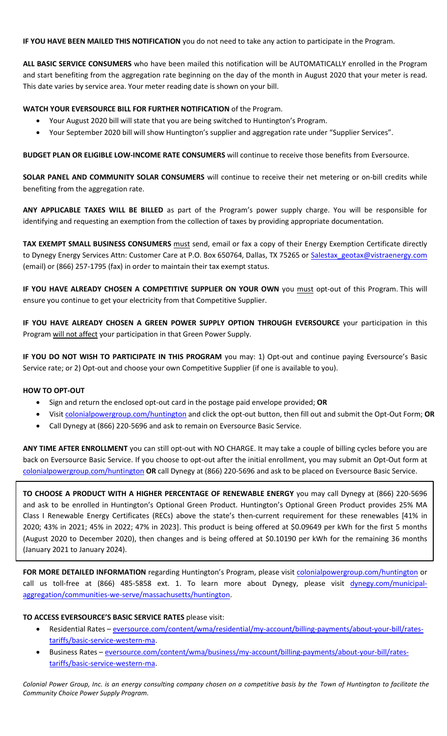**IF YOU HAVE BEEN MAILED THIS NOTIFICATION** you do not need to take any action to participate in the Program.

**ALL BASIC SERVICE CONSUMERS** who have been mailed this notification will be AUTOMATICALLY enrolled in the Program and start benefiting from the aggregation rate beginning on the day of the month in August 2020 that your meter is read. This date varies by service area. Your meter reading date is shown on your bill.

**WATCH YOUR EVERSOURCE BILL FOR FURTHER NOTIFICATION** of the Program.

- Your August 2020 bill will state that you are being switched to Huntington's Program.
- Your September 2020 bill will show Huntington's supplier and aggregation rate under "Supplier Services".

**BUDGET PLAN OR ELIGIBLE LOW-INCOME RATE CONSUMERS** will continue to receive those benefits from Eversource.

**SOLAR PANEL AND COMMUNITY SOLAR CONSUMERS** will continue to receive their net metering or on-bill credits while benefiting from the aggregation rate.

**ANY APPLICABLE TAXES WILL BE BILLED** as part of the Program's power supply charge. You will be responsible for identifying and requesting an exemption from the collection of taxes by providing appropriate documentation.

**TAX EXEMPT SMALL BUSINESS CONSUMERS** must send, email or fax a copy of their Energy Exemption Certificate directly to Dynegy Energy Services Attn: Customer Care at P.O. Box 650764, Dallas, TX 75265 or Salestax_geotax@vistraenergy.com (email) or (866) 257-1795 (fax) in order to maintain their tax exempt status.

**IF YOU HAVE ALREADY CHOSEN A COMPETITIVE SUPPLIER ON YOUR OWN** you must opt-out of this Program. This will ensure you continue to get your electricity from that Competitive Supplier.

**IF YOU HAVE ALREADY CHOSEN A GREEN POWER SUPPLY OPTION THROUGH EVERSOURCE** your participation in this Program will not affect your participation in that Green Power Supply.

**IF YOU DO NOT WISH TO PARTICIPATE IN THIS PROGRAM** you may: 1) Opt-out and continue paying Eversource's Basic Service rate; or 2) Opt-out and choose your own Competitive Supplier (if one is available to you).

**HOW TO OPT-OUT**

- Sign and return the enclosed opt-out card in the postage paid envelope provided; **OR**
- Visit colonialpowergroup.com/huntington and click the opt-out button, then fill out and submit the Opt-Out Form; **OR**
- Call Dynegy at (866) 220-5696 and ask to remain on Eversource Basic Service.

**ANY TIME AFTER ENROLLMENT** you can still opt-out with NO CHARGE. It may take a couple of billing cycles before you are back on Eversource Basic Service. If you choose to opt-out after the initial enrollment, you may submit an Opt-Out form at colonialpowergroup.com/huntington **OR** call Dynegy at (866) 220-5696 and ask to be placed on Eversource Basic Service.

**TO CHOOSE A PRODUCT WITH A HIGHER PERCENTAGE OF RENEWABLE ENERGY** you may call Dynegy at (866) 220-5696 and ask to be enrolled in Huntington's Optional Green Product. Huntington's Optional Green Product provides 25% MA Class I Renewable Energy Certificates (RECs) above the state's then-current requirement for these renewables [41% in 2020; 43% in 2021; 45% in 2022; 47% in 2023]. This product is being offered at $0.09649 per kWh for the first 5 months (August 2020 to December 2020), then changes and is being offered at $0.10190 per kWh for the remaining 36 months (January 2021 to January 2024).

**FOR MORE DETAILED INFORMATION** regarding Huntington's Program, please visit colonialpowergroup.com/huntington or call us toll-free at (866) 485-5858 ext. 1. To learn more about Dynegy, please visit dynegy.com/municipal-aggregation/communities-we-serve/massachusetts/huntington.

**TO ACCESS EVERSOURCE'S BASIC SERVICE RATES** please visit:

- Residential Rates – eversource.com/content/wma/residential/my-account/billing-payments/about-your-bill/rates-tariffs/basic-service-western-ma.
- Business Rates – eversource.com/content/wma/business/my-account/billing-payments/about-your-bill/rates-tariffs/basic-service-western-ma.

*Colonial Power Group, Inc. is an energy consulting company chosen on a competitive basis by the Town of Huntington to facilitate the Community Choice Power Supply Program.*